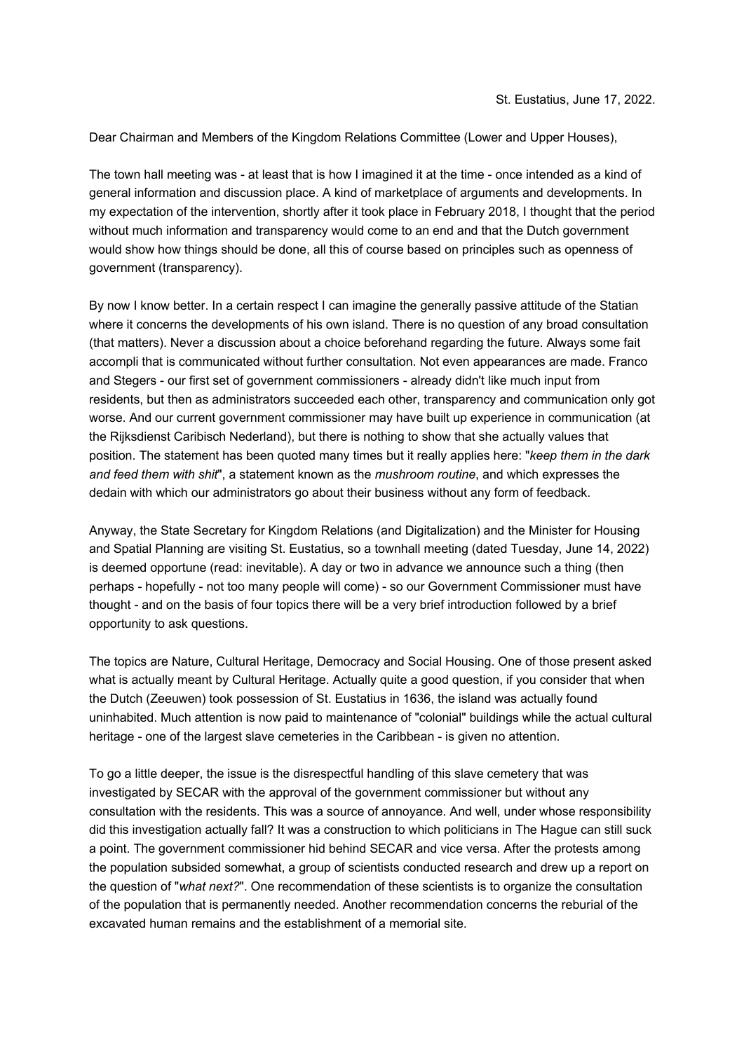St. Eustatius, June 17, 2022.

Dear Chairman and Members of the Kingdom Relations Committee (Lower and Upper Houses),

The town hall meeting was - at least that is how I imagined it at the time - once intended as a kind of general information and discussion place. A kind of marketplace of arguments and developments. In my expectation of the intervention, shortly after it took place in February 2018, I thought that the period without much information and transparency would come to an end and that the Dutch government would show how things should be done, all this of course based on principles such as openness of government (transparency).

By now I know better. In a certain respect I can imagine the generally passive attitude of the Statian where it concerns the developments of his own island. There is no question of any broad consultation (that matters). Never a discussion about a choice beforehand regarding the future. Always some fait accompli that is communicated without further consultation. Not even appearances are made. Franco and Stegers - our first set of government commissioners - already didn't like much input from residents, but then as administrators succeeded each other, transparency and communication only got worse. And our current government commissioner may have built up experience in communication (at the Rijksdienst Caribisch Nederland), but there is nothing to show that she actually values that position. The statement has been quoted many times but it really applies here: "*keep them in the dark and feed them with shit*", a statement known as the *mushroom routine*, and which expresses the dedain with which our administrators go about their business without any form of feedback.

Anyway, the State Secretary for Kingdom Relations (and Digitalization) and the Minister for Housing and Spatial Planning are visiting St. Eustatius, so a townhall meeting (dated Tuesday, June 14, 2022) is deemed opportune (read: inevitable). A day or two in advance we announce such a thing (then perhaps - hopefully - not too many people will come) - so our Government Commissioner must have thought - and on the basis of four topics there will be a very brief introduction followed by a brief opportunity to ask questions.

The topics are Nature, Cultural Heritage, Democracy and Social Housing. One of those present asked what is actually meant by Cultural Heritage. Actually quite a good question, if you consider that when the Dutch (Zeeuwen) took possession of St. Eustatius in 1636, the island was actually found uninhabited. Much attention is now paid to maintenance of "colonial" buildings while the actual cultural heritage - one of the largest slave cemeteries in the Caribbean - is given no attention.

To go a little deeper, the issue is the disrespectful handling of this slave cemetery that was investigated by SECAR with the approval of the government commissioner but without any consultation with the residents. This was a source of annoyance. And well, under whose responsibility did this investigation actually fall? It was a construction to which politicians in The Hague can still suck a point. The government commissioner hid behind SECAR and vice versa. After the protests among the population subsided somewhat, a group of scientists conducted research and drew up a report on the question of "*what next?*". One recommendation of these scientists is to organize the consultation of the population that is permanently needed. Another recommendation concerns the reburial of the excavated human remains and the establishment of a memorial site.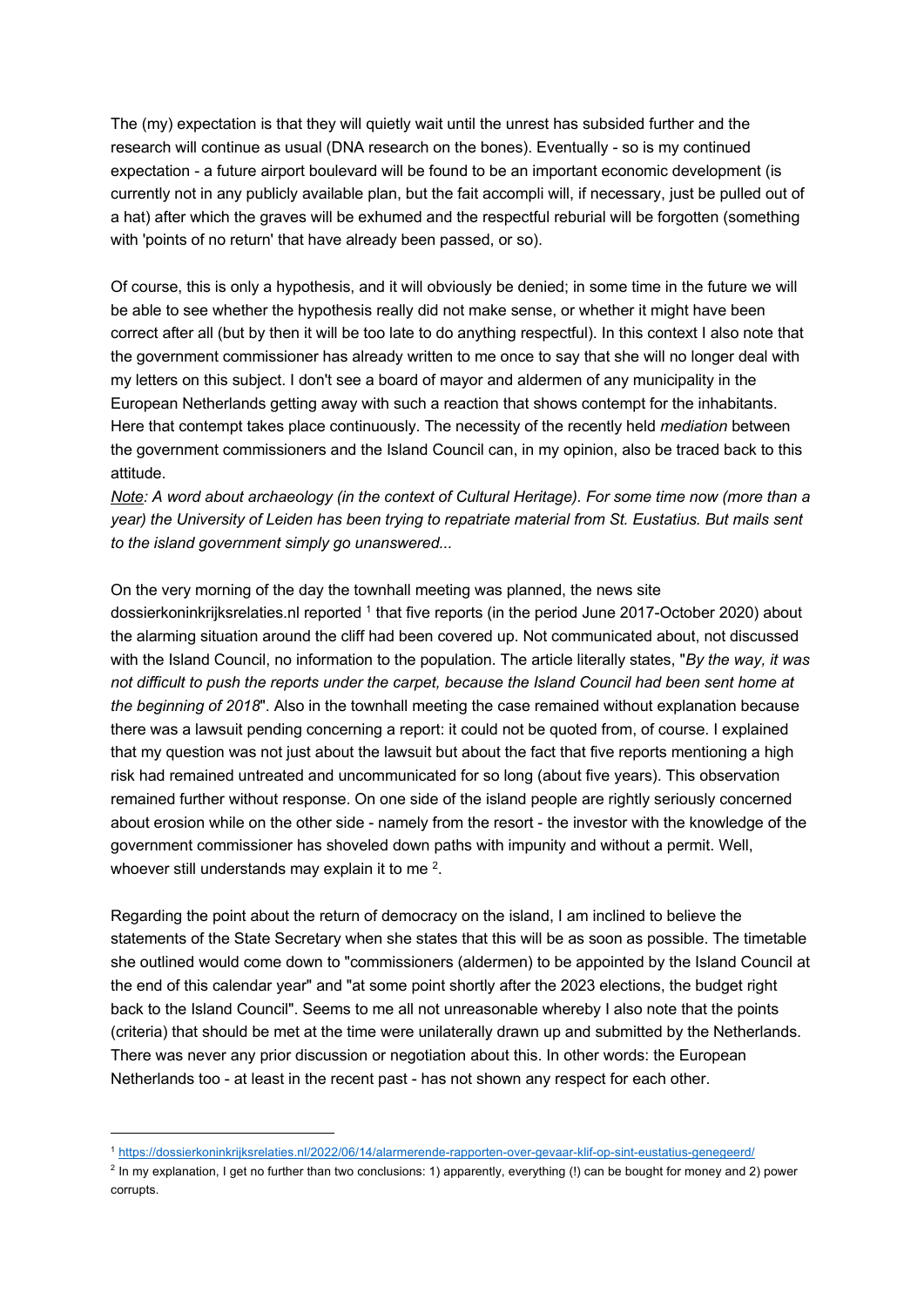The (my) expectation is that they will quietly wait until the unrest has subsided further and the research will continue as usual (DNA research on the bones). Eventually - so is my continued expectation - a future airport boulevard will be found to be an important economic development (is currently not in any publicly available plan, but the fait accompli will, if necessary, just be pulled out of a hat) after which the graves will be exhumed and the respectful reburial will be forgotten (something with 'points of no return' that have already been passed, or so).

Of course, this is only a hypothesis, and it will obviously be denied; in some time in the future we will be able to see whether the hypothesis really did not make sense, or whether it might have been correct after all (but by then it will be too late to do anything respectful). In this context I also note that the government commissioner has already written to me once to say that she will no longer deal with my letters on this subject. I don't see a board of mayor and aldermen of any municipality in the European Netherlands getting away with such a reaction that shows contempt for the inhabitants. Here that contempt takes place continuously. The necessity of the recently held *mediation* between the government commissioners and the Island Council can, in my opinion, also be traced back to this attitude.

*<u>Note</u>: A word about archaeology (in the context of Cultural Heritage). For some time now (more than a year) the University of Leiden has been trying to repatriate material from St. Eustatius. But mails sent to the island government simply go unanswered...*

On the very morning of the day the townhall meeting was planned, the news site dossierkoninkrijksrelaties.nl reported [1] that five reports (in the period June 2017-October 2020) about the alarming situation around the cliff had been covered up. Not communicated about, not discussed with the Island Council, no information to the population. The article literally states, "*By the way, it was not difficult to push the reports under the carpet, because the Island Council had been sent home at the beginning of 2018*". Also in the townhall meeting the case remained without explanation because there was a lawsuit pending concerning a report: it could not be quoted from, of course. I explained that my question was not just about the lawsuit but about the fact that five reports mentioning a high risk had remained untreated and uncommunicated for so long (about five years). This observation remained further without response. On one side of the island people are rightly seriously concerned about erosion while on the other side - namely from the resort - the investor with the knowledge of the government commissioner has shoveled down paths with impunity and without a permit. Well, whoever still understands may explain it to me [2].

Regarding the point about the return of democracy on the island, I am inclined to believe the statements of the State Secretary when she states that this will be as soon as possible. The timetable she outlined would come down to "commissioners (aldermen) to be appointed by the Island Council at the end of this calendar year" and "at some point shortly after the 2023 elections, the budget right back to the Island Council". Seems to me all not unreasonable whereby I also note that the points (criteria) that should be met at the time were unilaterally drawn up and submitted by the Netherlands. There was never any prior discussion or negotiation about this. In other words: the European Netherlands too - at least in the recent past - has not shown any respect for each other.

---

[1] https://dossierkoninkrijksrelaties.nl/2022/06/14/alarmerende-rapporten-over-gevaar-klif-op-sint-eustatius-genegeerd/

[2] In my explanation, I get no further than two conclusions: 1) apparently, everything (!) can be bought for money and 2) power corrupts.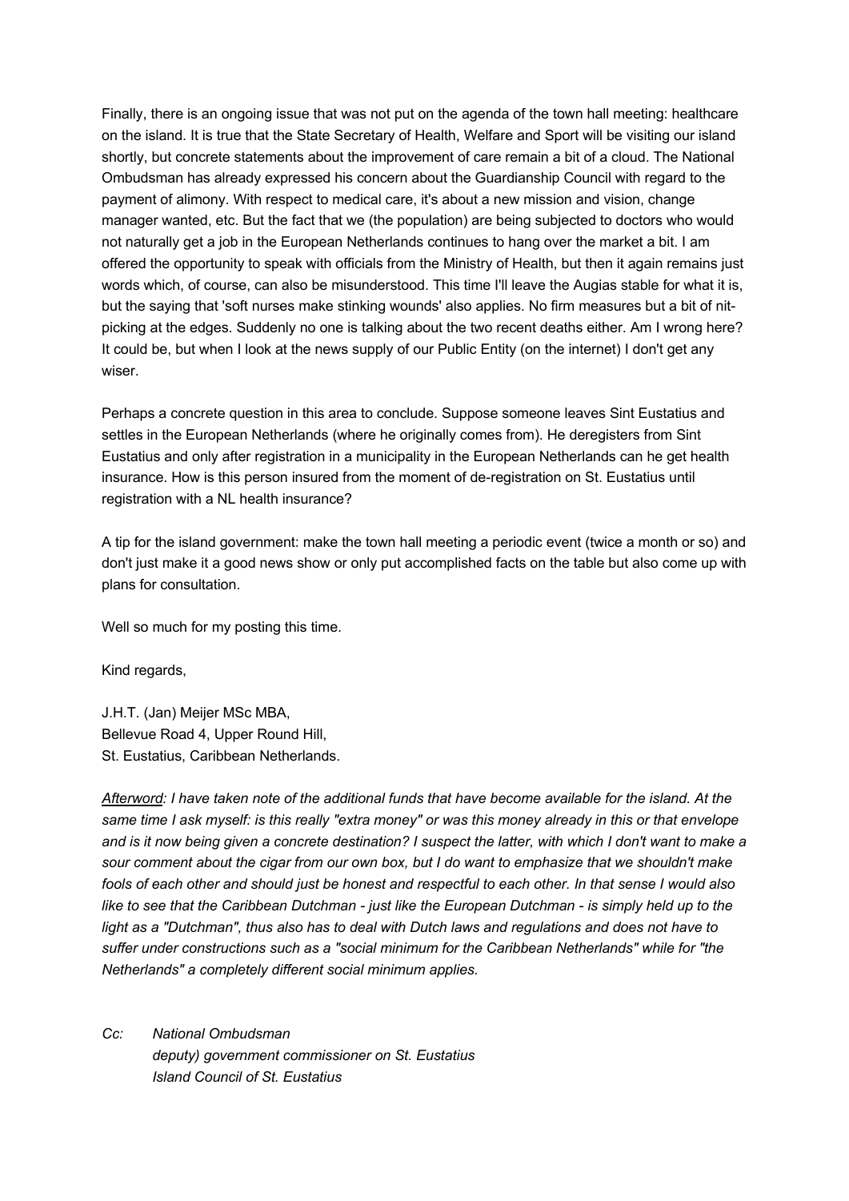Finally, there is an ongoing issue that was not put on the agenda of the town hall meeting: healthcare on the island. It is true that the State Secretary of Health, Welfare and Sport will be visiting our island shortly, but concrete statements about the improvement of care remain a bit of a cloud. The National Ombudsman has already expressed his concern about the Guardianship Council with regard to the payment of alimony. With respect to medical care, it's about a new mission and vision, change manager wanted, etc. But the fact that we (the population) are being subjected to doctors who would not naturally get a job in the European Netherlands continues to hang over the market a bit. I am offered the opportunity to speak with officials from the Ministry of Health, but then it again remains just words which, of course, can also be misunderstood. This time I'll leave the Augias stable for what it is, but the saying that 'soft nurses make stinking wounds' also applies. No firm measures but a bit of nit-picking at the edges. Suddenly no one is talking about the two recent deaths either. Am I wrong here? It could be, but when I look at the news supply of our Public Entity (on the internet) I don't get any wiser.

Perhaps a concrete question in this area to conclude. Suppose someone leaves Sint Eustatius and settles in the European Netherlands (where he originally comes from). He deregisters from Sint Eustatius and only after registration in a municipality in the European Netherlands can he get health insurance. How is this person insured from the moment of de-registration on St. Eustatius until registration with a NL health insurance?

A tip for the island government: make the town hall meeting a periodic event (twice a month or so) and don't just make it a good news show or only put accomplished facts on the table but also come up with plans for consultation.

Well so much for my posting this time.

Kind regards,

J.H.T. (Jan) Meijer MSc MBA,
Bellevue Road 4, Upper Round Hill,
St. Eustatius, Caribbean Netherlands.

*Afterword: I have taken note of the additional funds that have become available for the island. At the same time I ask myself: is this really "extra money" or was this money already in this or that envelope and is it now being given a concrete destination? I suspect the latter, with which I don't want to make a sour comment about the cigar from our own box, but I do want to emphasize that we shouldn't make fools of each other and should just be honest and respectful to each other. In that sense I would also like to see that the Caribbean Dutchman - just like the European Dutchman - is simply held up to the light as a "Dutchman", thus also has to deal with Dutch laws and regulations and does not have to suffer under constructions such as a "social minimum for the Caribbean Netherlands" while for "the Netherlands" a completely different social minimum applies.*

*Cc: National Ombudsman*
*deputy) government commissioner on St. Eustatius*
*Island Council of St. Eustatius*